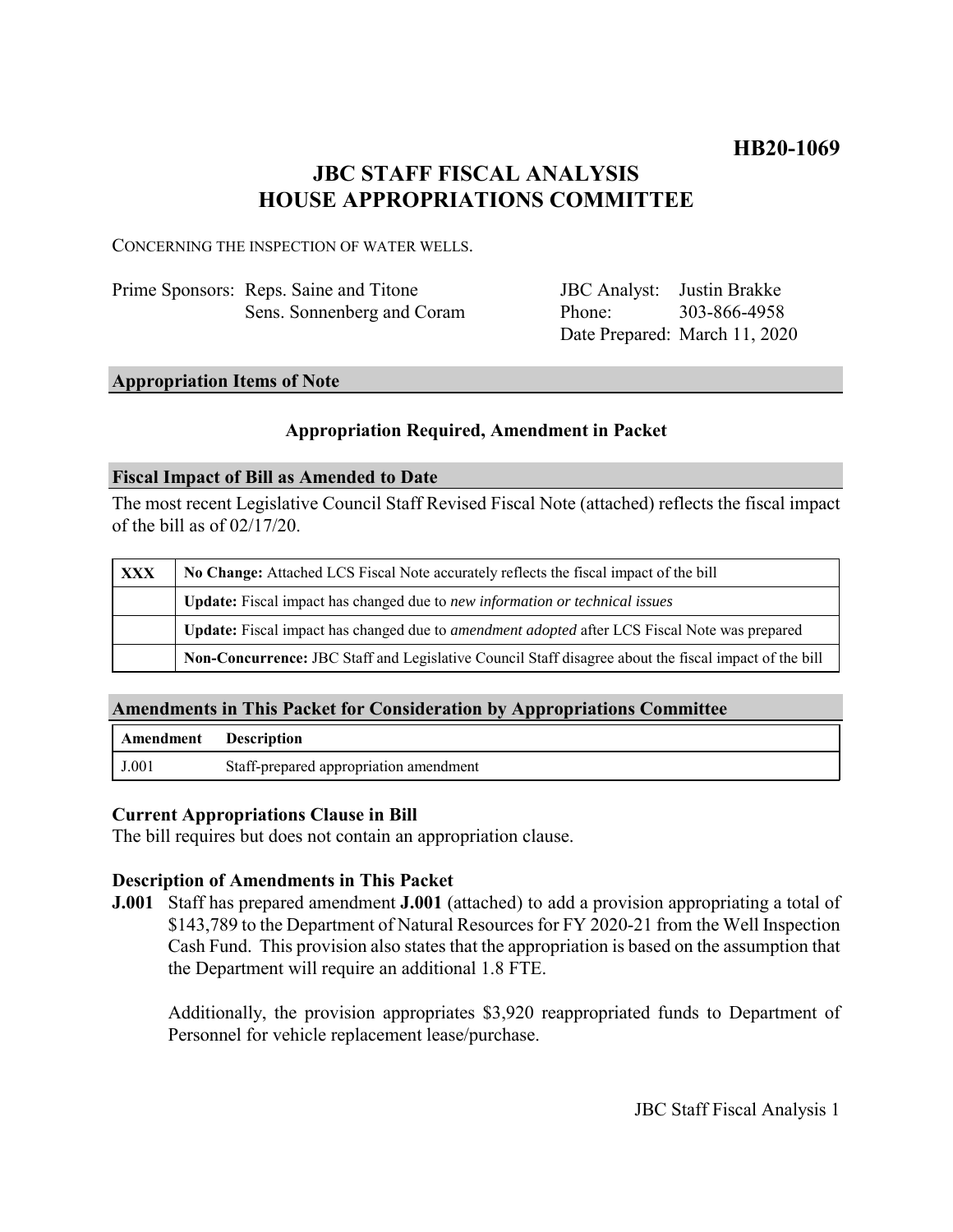**HB20-1069**

# JBC STAFF FISCAL ANALYSIS
# HOUSE APPROPRIATIONS COMMITTEE

CONCERNING THE INSPECTION OF WATER WELLS.

| | | | |
|---|---|---|---|
| Prime Sponsors: | Reps. Saine and Titone | JBC Analyst: | Justin Brakke |
| | Sens. Sonnenberg and Coram | Phone: | 303-866-4958 |
| | | Date Prepared: | March 11, 2020 |

## Appropriation Items of Note

**Appropriation Required, Amendment in Packet**

## Fiscal Impact of Bill as Amended to Date

The most recent Legislative Council Staff Revised Fiscal Note (attached) reflects the fiscal impact of the bill as of 02/17/20.

| | |
|---|---|
| **XXX** | **No Change:** Attached LCS Fiscal Note accurately reflects the fiscal impact of the bill |
| | **Update:** Fiscal impact has changed due to *new information or technical issues* |
| | **Update:** Fiscal impact has changed due to *amendment adopted* after LCS Fiscal Note was prepared |
| | **Non-Concurrence:** JBC Staff and Legislative Council Staff disagree about the fiscal impact of the bill |

## Amendments in This Packet for Consideration by Appropriations Committee

| Amendment | Description |
|---|---|
| J.001 | Staff-prepared appropriation amendment |

### Current Appropriations Clause in Bill

The bill requires but does not contain an appropriation clause.

### Description of Amendments in This Packet

**J.001** Staff has prepared amendment **J.001** (attached) to add a provision appropriating a total of $143,789 to the Department of Natural Resources for FY 2020-21 from the Well Inspection Cash Fund. This provision also states that the appropriation is based on the assumption that the Department will require an additional 1.8 FTE.

Additionally, the provision appropriates $3,920 reappropriated funds to Department of Personnel for vehicle replacement lease/purchase.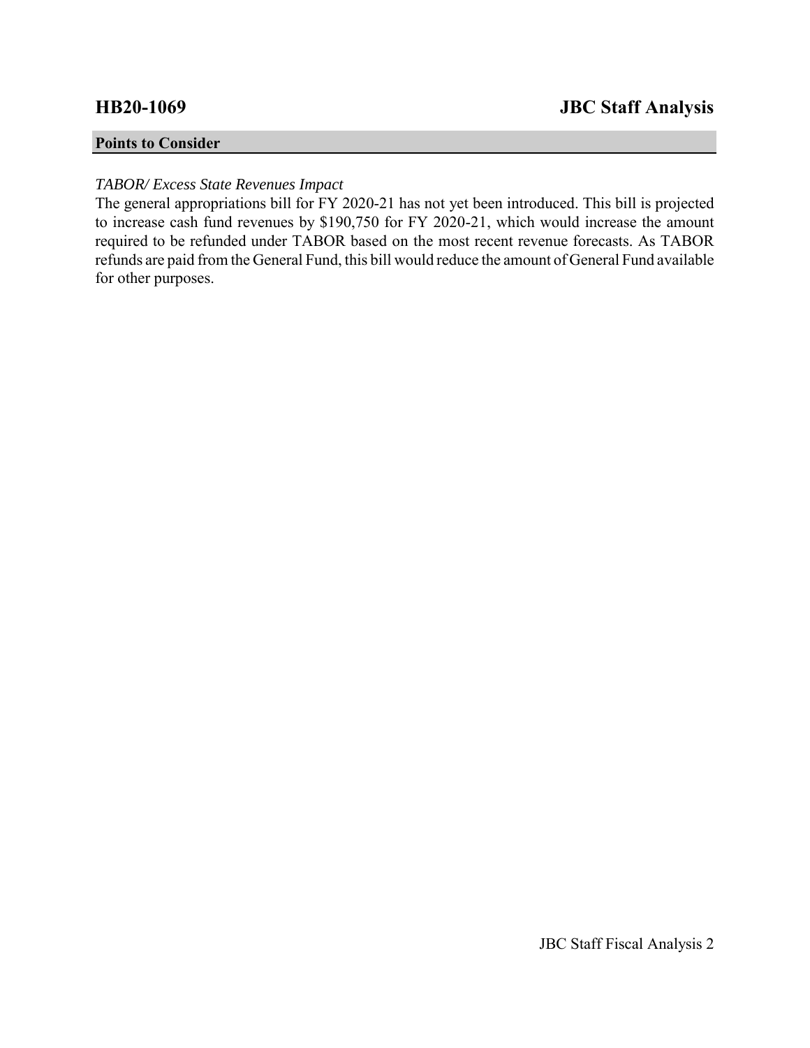## Points to Consider

*TABOR/ Excess State Revenues Impact*

The general appropriations bill for FY 2020-21 has not yet been introduced. This bill is projected to increase cash fund revenues by $190,750 for FY 2020-21, which would increase the amount required to be refunded under TABOR based on the most recent revenue forecasts. As TABOR refunds are paid from the General Fund, this bill would reduce the amount of General Fund available for other purposes.